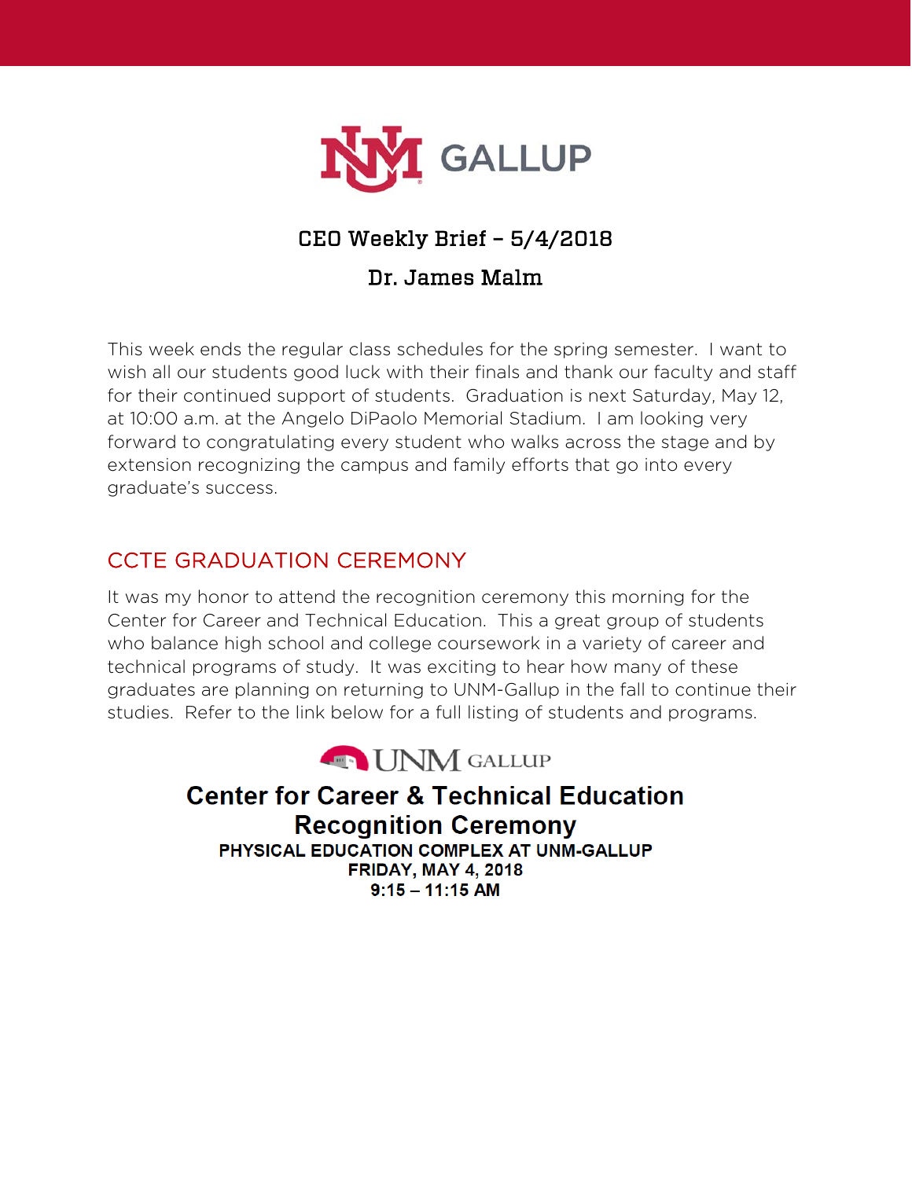# CEO Weekly Brief – 5/4/2018

## Dr. James Malm

This week ends the regular class schedules for the spring semester. I want to wish all our students good luck with their finals and thank our faculty and staff for their continued support of students. Graduation is next Saturday, May 12, at 10:00 a.m. at the Angelo DiPaolo Memorial Stadium. I am looking very forward to congratulating every student who walks across the stage and by extension recognizing the campus and family efforts that go into every graduate's success.

## CCTE GRADUATION CEREMONY

It was my honor to attend the recognition ceremony this morning for the Center for Career and Technical Education. This a great group of students who balance high school and college coursework in a variety of career and technical programs of study. It was exciting to hear how many of these graduates are planning on returning to UNM-Gallup in the fall to continue their studies. Refer to the link below for a full listing of students and programs.

UNM GALLUP

**Center for Career & Technical Education**
**Recognition Ceremony**

**PHYSICAL EDUCATION COMPLEX AT UNM-GALLUP**
**FRIDAY, MAY 4, 2018**
**9:15 – 11:15 AM**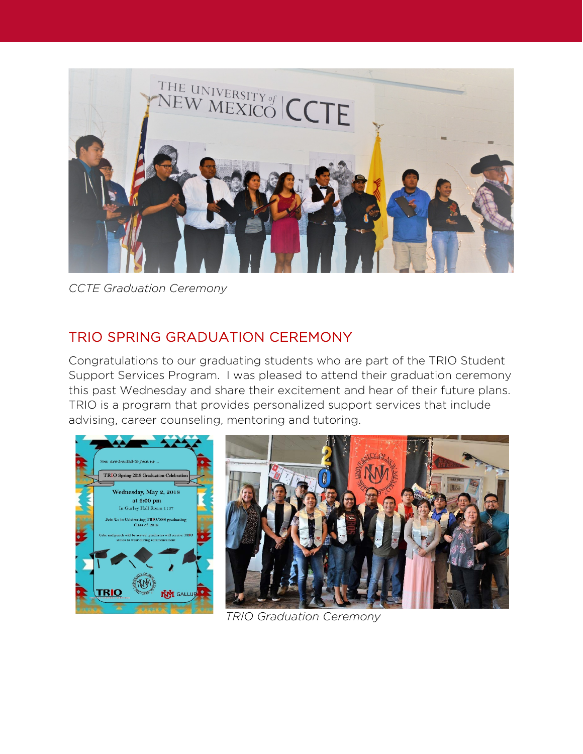*CCTE Graduation Ceremony*

## TRIO SPRING GRADUATION CEREMONY

Congratulations to our graduating students who are part of the TRIO Student Support Services Program. I was pleased to attend their graduation ceremony this past Wednesday and share their excitement and hear of their future plans. TRIO is a program that provides personalized support services that include advising, career counseling, mentoring and tutoring.

*TRIO Graduation Ceremony*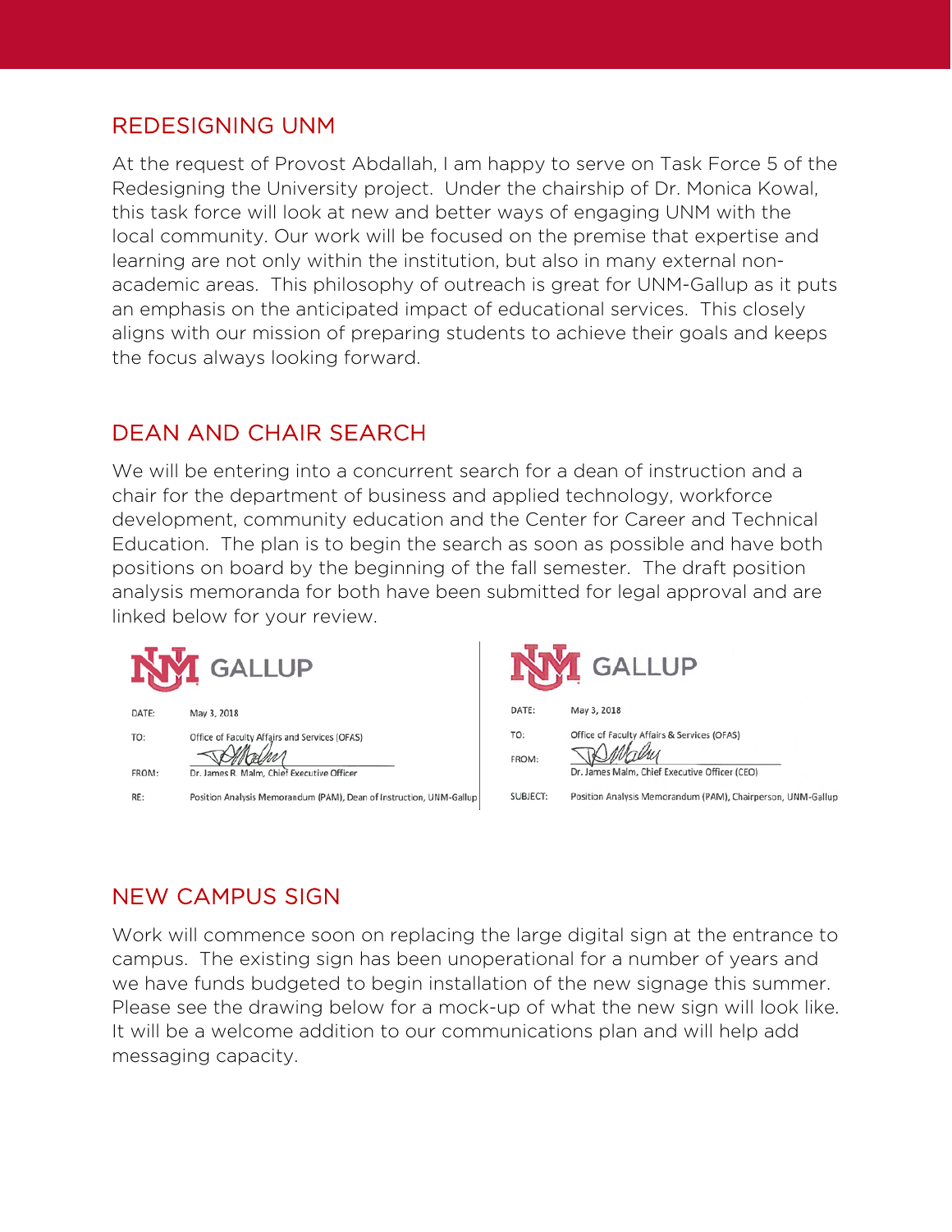## REDESIGNING UNM

At the request of Provost Abdallah, I am happy to serve on Task Force 5 of the Redesigning the University project. Under the chairship of Dr. Monica Kowal, this task force will look at new and better ways of engaging UNM with the local community. Our work will be focused on the premise that expertise and learning are not only within the institution, but also in many external non-academic areas. This philosophy of outreach is great for UNM-Gallup as it puts an emphasis on the anticipated impact of educational services. This closely aligns with our mission of preparing students to achieve their goals and keeps the focus always looking forward.

## DEAN AND CHAIR SEARCH

We will be entering into a concurrent search for a dean of instruction and a chair for the department of business and applied technology, workforce development, community education and the Center for Career and Technical Education. The plan is to begin the search as soon as possible and have both positions on board by the beginning of the fall semester. The draft position analysis memoranda for both have been submitted for legal approval and are linked below for your review.

UNM GALLUP

DATE: May 3, 2018

TO: Office of Faculty Affairs and Services (OFAS)

FROM: Dr. James R. Malm, Chief Executive Officer

RE: Position Analysis Memorandum (PAM), Dean of Instruction, UNM-Gallup

UNM GALLUP

DATE: May 3, 2018

TO: Office of Faculty Affairs & Services (OFAS)

FROM: Dr. James Malm, Chief Executive Officer (CEO)

SUBJECT: Position Analysis Memorandum (PAM), Chairperson, UNM-Gallup

## NEW CAMPUS SIGN

Work will commence soon on replacing the large digital sign at the entrance to campus. The existing sign has been unoperational for a number of years and we have funds budgeted to begin installation of the new signage this summer. Please see the drawing below for a mock-up of what the new sign will look like. It will be a welcome addition to our communications plan and will help add messaging capacity.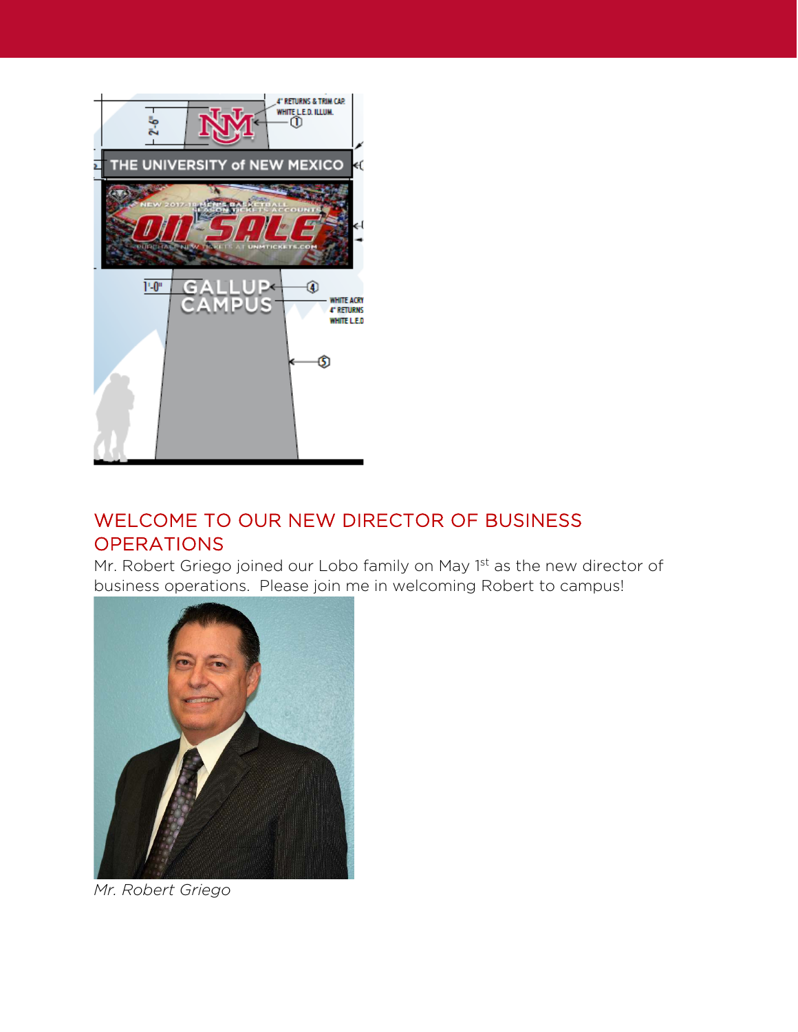## WELCOME TO OUR NEW DIRECTOR OF BUSINESS OPERATIONS

Mr. Robert Griego joined our Lobo family on May 1st as the new director of business operations. Please join me in welcoming Robert to campus!

*Mr. Robert Griego*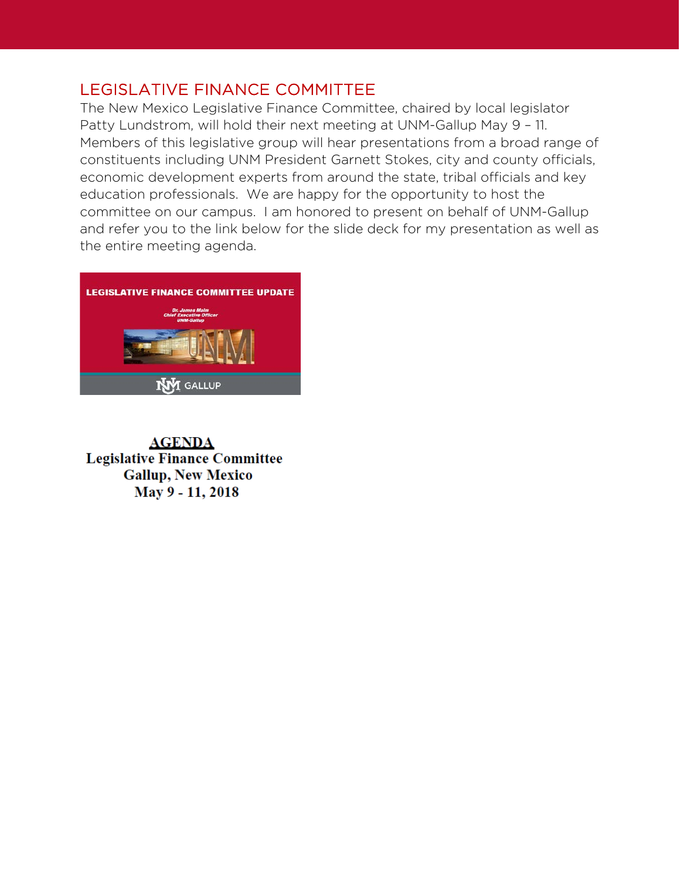## LEGISLATIVE FINANCE COMMITTEE

The New Mexico Legislative Finance Committee, chaired by local legislator Patty Lundstrom, will hold their next meeting at UNM-Gallup May 9 – 11. Members of this legislative group will hear presentations from a broad range of constituents including UNM President Garnett Stokes, city and county officials, economic development experts from around the state, tribal officials and key education professionals. We are happy for the opportunity to host the committee on our campus. I am honored to present on behalf of UNM-Gallup and refer you to the link below for the slide deck for my presentation as well as the entire meeting agenda.

**LEGISLATIVE FINANCE COMMITTEE UPDATE**

*Dr. James Malm*
*Chief Executive Officer*
*UNM-Gallup*

UNM GALLUP

**AGENDA**
**Legislative Finance Committee**
**Gallup, New Mexico**
**May 9 - 11, 2018**